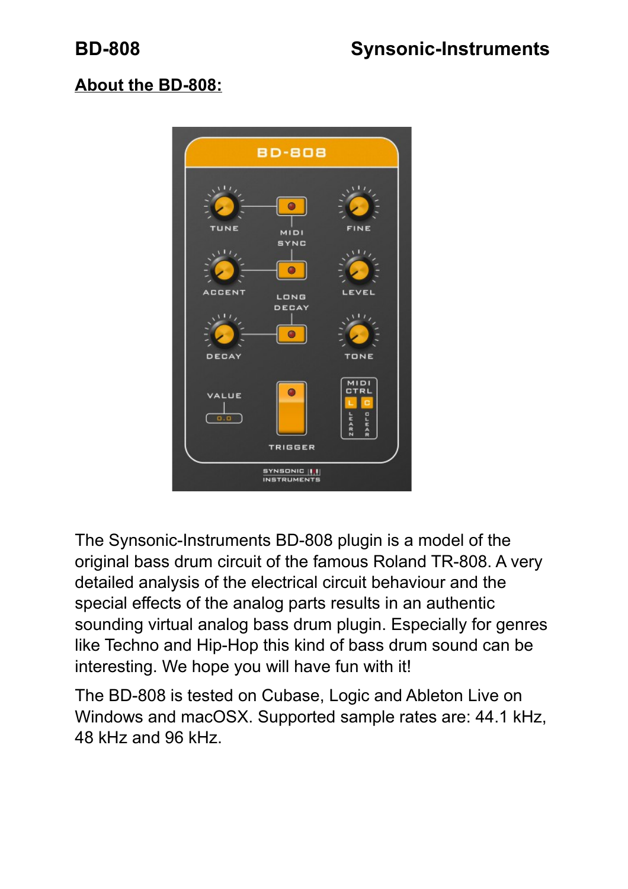## About the BD-808:

The Synsonic-Instruments BD-808 plugin is a model of the original bass drum circuit of the famous Roland TR-808. A very detailed analysis of the electrical circuit behaviour and the special effects of the analog parts results in an authentic sounding virtual analog bass drum plugin. Especially for genres like Techno and Hip-Hop this kind of bass drum sound can be interesting. We hope you will have fun with it!

The BD-808 is tested on Cubase, Logic and Ableton Live on Windows and macOSX. Supported sample rates are: 44.1 kHz, 48 kHz and 96 kHz.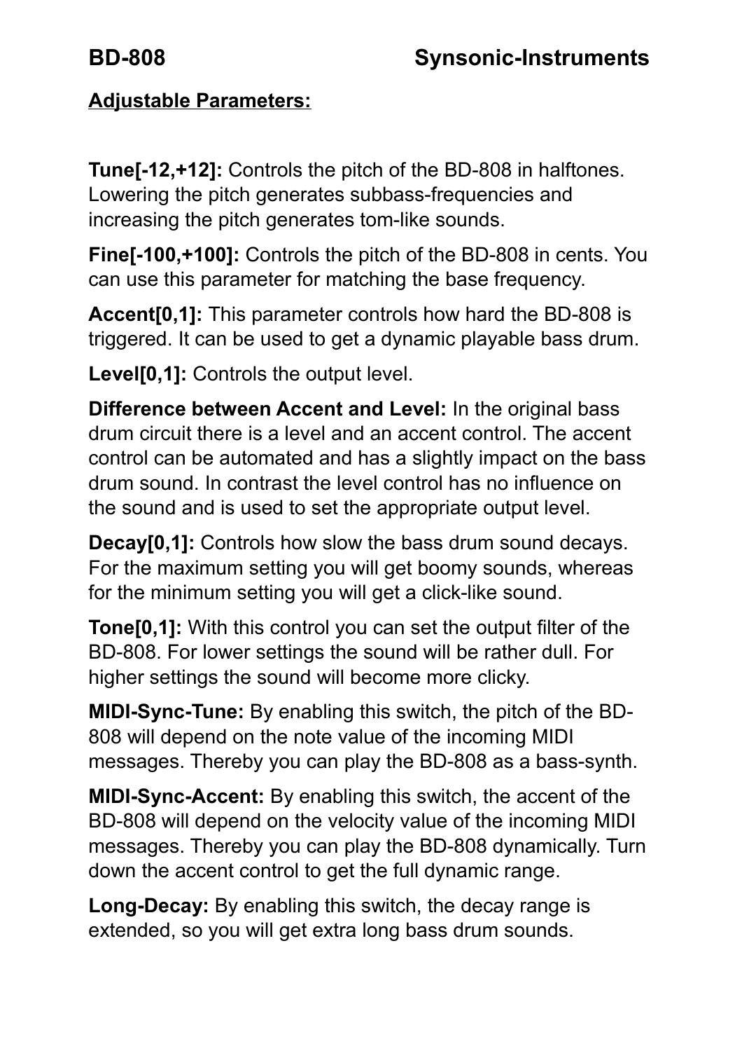## Adjustable Parameters:

**Tune[-12,+12]:** Controls the pitch of the BD-808 in halftones. Lowering the pitch generates subbass-frequencies and increasing the pitch generates tom-like sounds.

**Fine[-100,+100]:** Controls the pitch of the BD-808 in cents. You can use this parameter for matching the base frequency.

**Accent[0,1]:** This parameter controls how hard the BD-808 is triggered. It can be used to get a dynamic playable bass drum.

**Level[0,1]:** Controls the output level.

**Difference between Accent and Level:** In the original bass drum circuit there is a level and an accent control. The accent control can be automated and has a slightly impact on the bass drum sound. In contrast the level control has no influence on the sound and is used to set the appropriate output level.

**Decay[0,1]:** Controls how slow the bass drum sound decays. For the maximum setting you will get boomy sounds, whereas for the minimum setting you will get a click-like sound.

**Tone[0,1]:** With this control you can set the output filter of the BD-808. For lower settings the sound will be rather dull. For higher settings the sound will become more clicky.

**MIDI-Sync-Tune:** By enabling this switch, the pitch of the BD-808 will depend on the note value of the incoming MIDI messages. Thereby you can play the BD-808 as a bass-synth.

**MIDI-Sync-Accent:** By enabling this switch, the accent of the BD-808 will depend on the velocity value of the incoming MIDI messages. Thereby you can play the BD-808 dynamically. Turn down the accent control to get the full dynamic range.

**Long-Decay:** By enabling this switch, the decay range is extended, so you will get extra long bass drum sounds.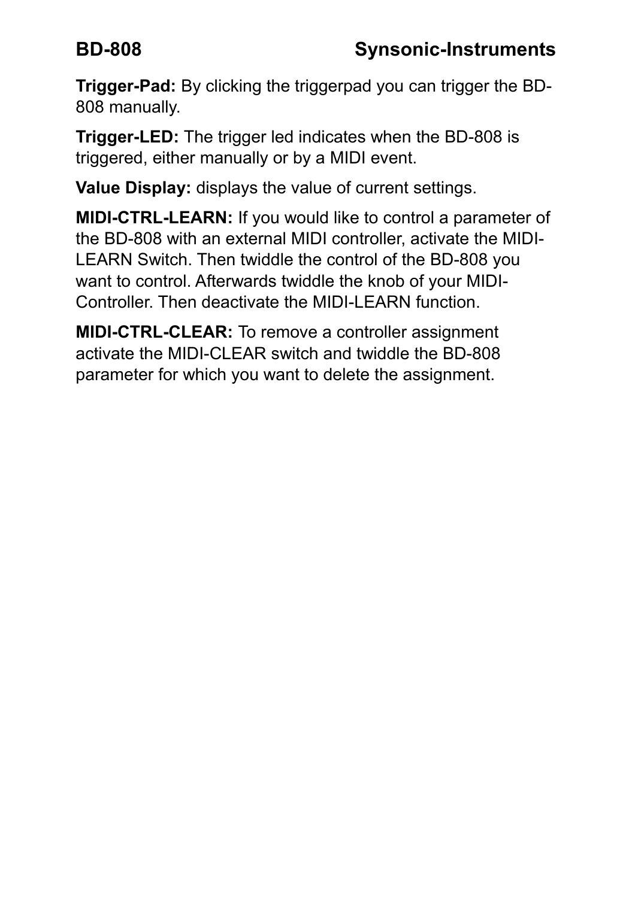**Trigger-Pad:** By clicking the triggerpad you can trigger the BD-808 manually.

**Trigger-LED:** The trigger led indicates when the BD-808 is triggered, either manually or by a MIDI event.

**Value Display:** displays the value of current settings.

**MIDI-CTRL-LEARN:** If you would like to control a parameter of the BD-808 with an external MIDI controller, activate the MIDI-LEARN Switch. Then twiddle the control of the BD-808 you want to control. Afterwards twiddle the knob of your MIDI-Controller. Then deactivate the MIDI-LEARN function.

**MIDI-CTRL-CLEAR:** To remove a controller assignment activate the MIDI-CLEAR switch and twiddle the BD-808 parameter for which you want to delete the assignment.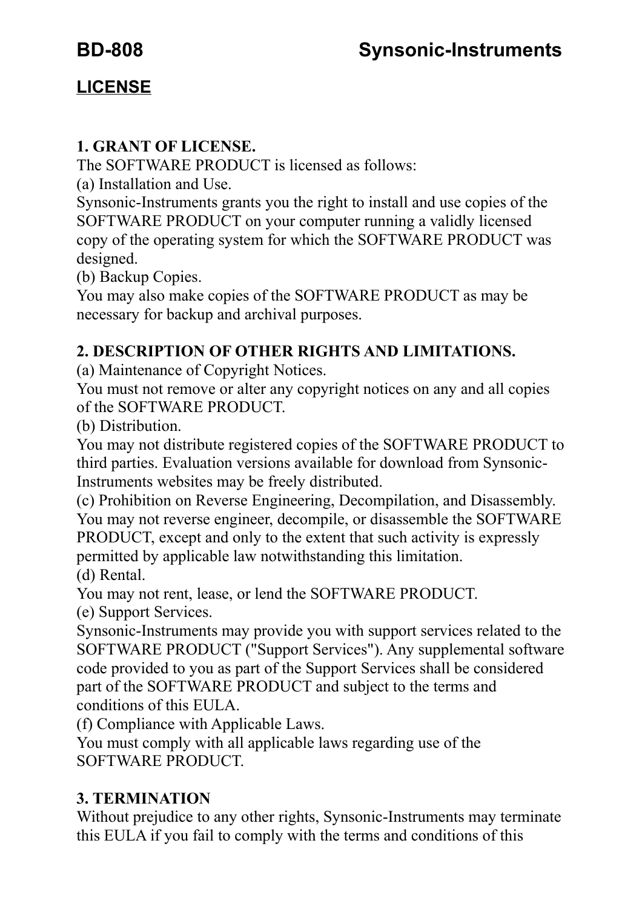## LICENSE

**1. GRANT OF LICENSE.**

The SOFTWARE PRODUCT is licensed as follows:

(a) Installation and Use.

Synsonic-Instruments grants you the right to install and use copies of the SOFTWARE PRODUCT on your computer running a validly licensed copy of the operating system for which the SOFTWARE PRODUCT was designed.

(b) Backup Copies.

You may also make copies of the SOFTWARE PRODUCT as may be necessary for backup and archival purposes.

**2. DESCRIPTION OF OTHER RIGHTS AND LIMITATIONS.**

(a) Maintenance of Copyright Notices.

You must not remove or alter any copyright notices on any and all copies of the SOFTWARE PRODUCT.

(b) Distribution.

You may not distribute registered copies of the SOFTWARE PRODUCT to third parties. Evaluation versions available for download from Synsonic-Instruments websites may be freely distributed.

(c) Prohibition on Reverse Engineering, Decompilation, and Disassembly.

You may not reverse engineer, decompile, or disassemble the SOFTWARE PRODUCT, except and only to the extent that such activity is expressly permitted by applicable law notwithstanding this limitation.

(d) Rental.

You may not rent, lease, or lend the SOFTWARE PRODUCT.

(e) Support Services.

Synsonic-Instruments may provide you with support services related to the SOFTWARE PRODUCT ("Support Services"). Any supplemental software code provided to you as part of the Support Services shall be considered part of the SOFTWARE PRODUCT and subject to the terms and conditions of this EULA.

(f) Compliance with Applicable Laws.

You must comply with all applicable laws regarding use of the SOFTWARE PRODUCT.

**3. TERMINATION**

Without prejudice to any other rights, Synsonic-Instruments may terminate this EULA if you fail to comply with the terms and conditions of this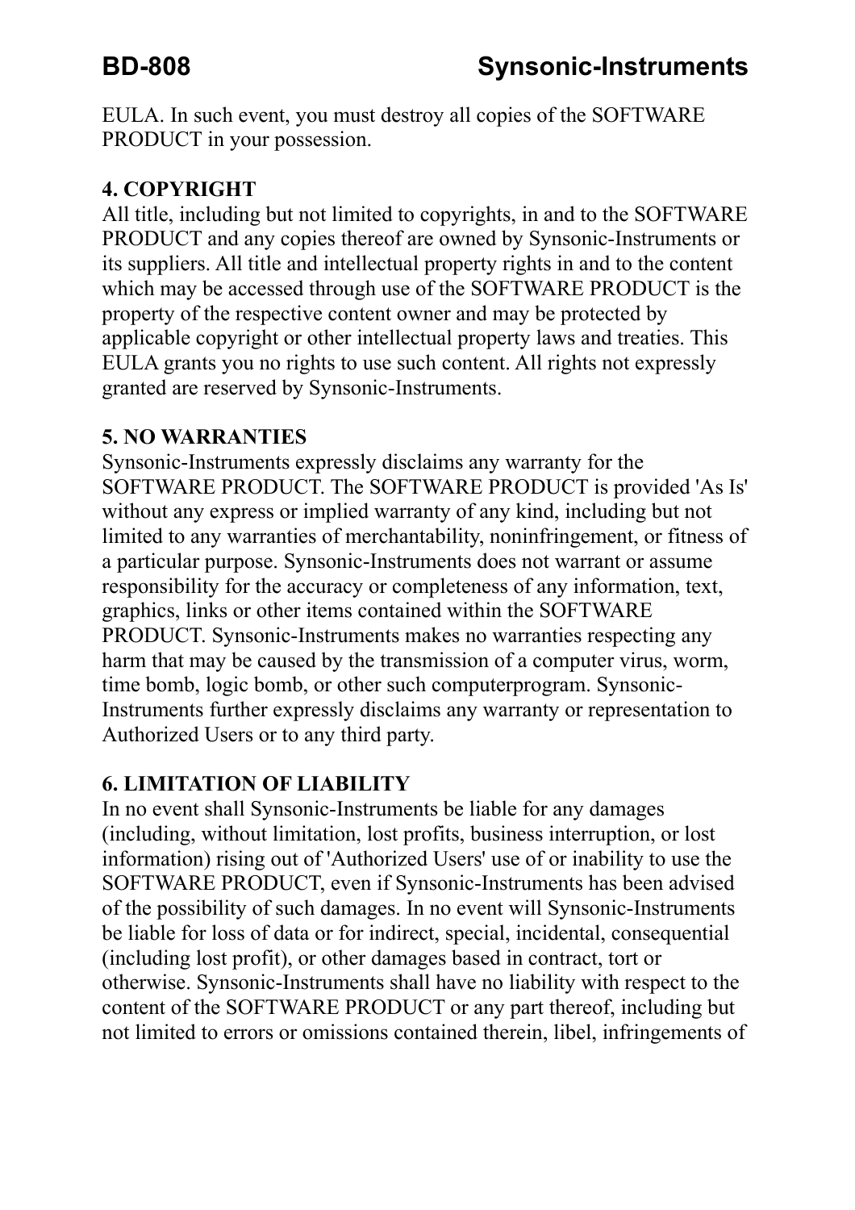EULA. In such event, you must destroy all copies of the SOFTWARE PRODUCT in your possession.

**4. COPYRIGHT**

All title, including but not limited to copyrights, in and to the SOFTWARE PRODUCT and any copies thereof are owned by Synsonic-Instruments or its suppliers. All title and intellectual property rights in and to the content which may be accessed through use of the SOFTWARE PRODUCT is the property of the respective content owner and may be protected by applicable copyright or other intellectual property laws and treaties. This EULA grants you no rights to use such content. All rights not expressly granted are reserved by Synsonic-Instruments.

**5. NO WARRANTIES**

Synsonic-Instruments expressly disclaims any warranty for the SOFTWARE PRODUCT. The SOFTWARE PRODUCT is provided 'As Is' without any express or implied warranty of any kind, including but not limited to any warranties of merchantability, noninfringement, or fitness of a particular purpose. Synsonic-Instruments does not warrant or assume responsibility for the accuracy or completeness of any information, text, graphics, links or other items contained within the SOFTWARE PRODUCT. Synsonic-Instruments makes no warranties respecting any harm that may be caused by the transmission of a computer virus, worm, time bomb, logic bomb, or other such computerprogram. Synsonic-Instruments further expressly disclaims any warranty or representation to Authorized Users or to any third party.

**6. LIMITATION OF LIABILITY**

In no event shall Synsonic-Instruments be liable for any damages (including, without limitation, lost profits, business interruption, or lost information) rising out of 'Authorized Users' use of or inability to use the SOFTWARE PRODUCT, even if Synsonic-Instruments has been advised of the possibility of such damages. In no event will Synsonic-Instruments be liable for loss of data or for indirect, special, incidental, consequential (including lost profit), or other damages based in contract, tort or otherwise. Synsonic-Instruments shall have no liability with respect to the content of the SOFTWARE PRODUCT or any part thereof, including but not limited to errors or omissions contained therein, libel, infringements of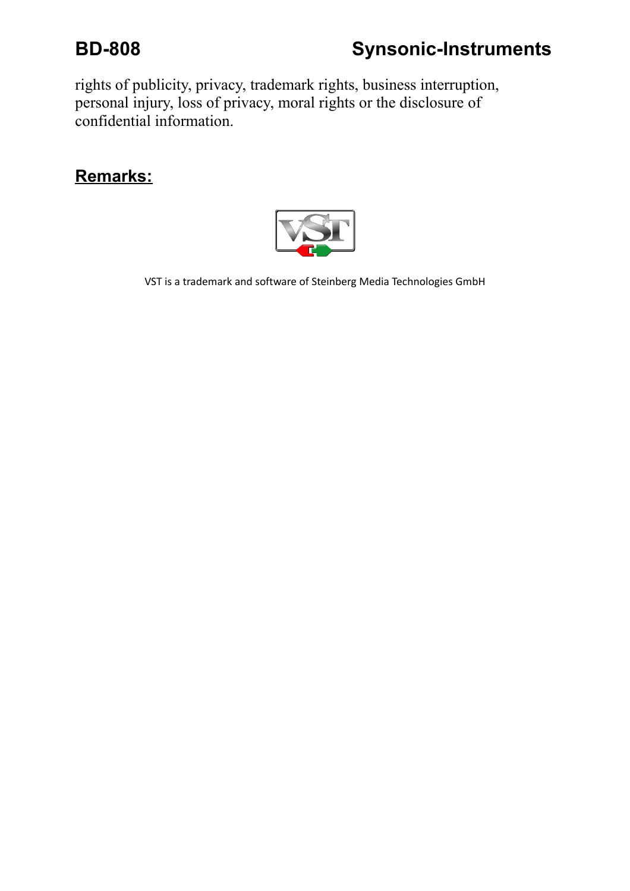rights of publicity, privacy, trademark rights, business interruption, personal injury, loss of privacy, moral rights or the disclosure of confidential information.

## Remarks:

VST is a trademark and software of Steinberg Media Technologies GmbH